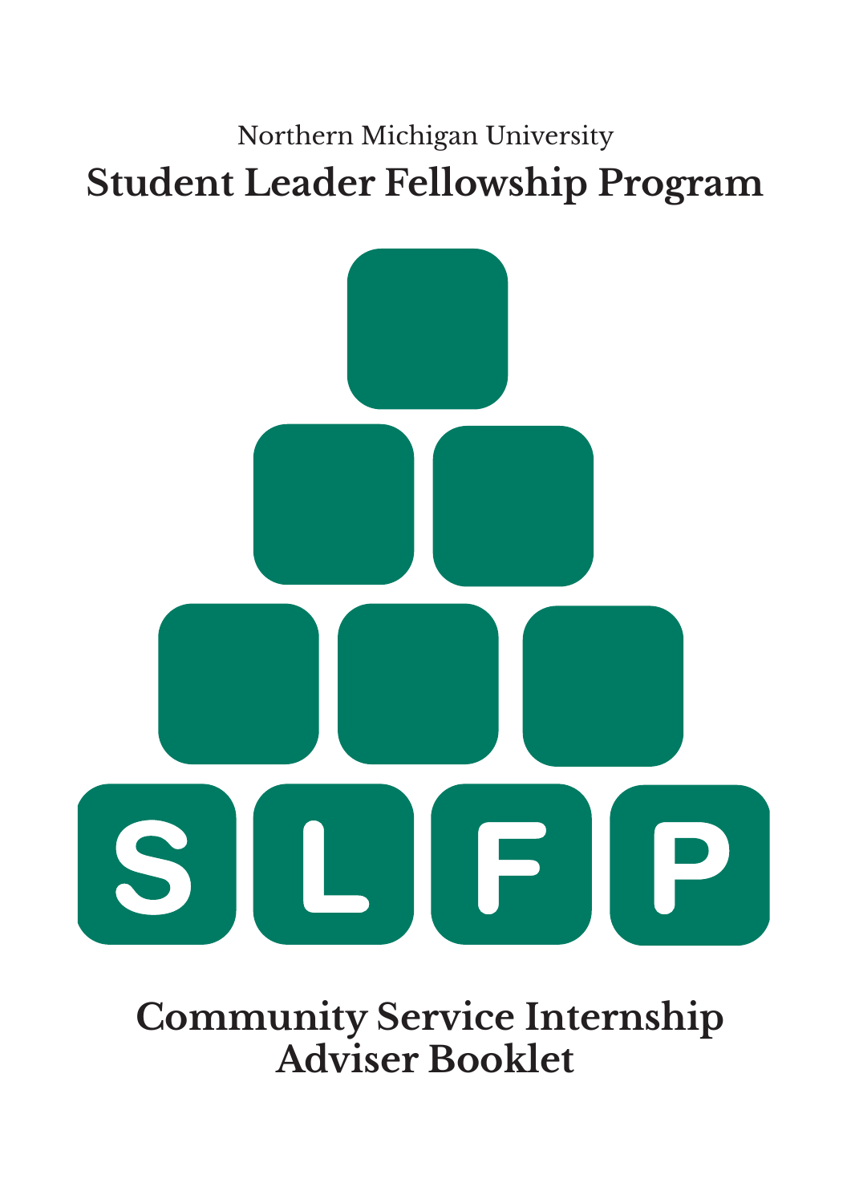Northern Michigan University

# Student Leader Fellowship Program

SLFP

## Community Service Internship Adviser Booklet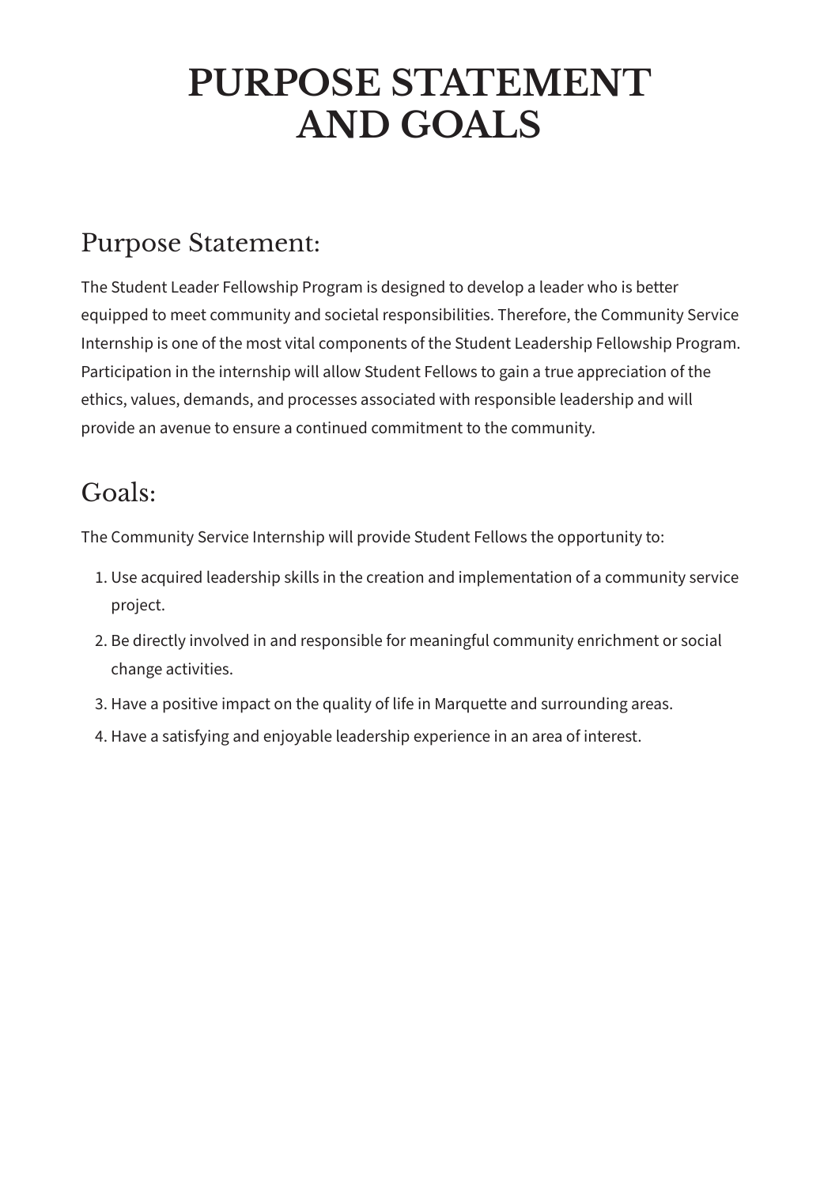# PURPOSE STATEMENT AND GOALS

## Purpose Statement:

The Student Leader Fellowship Program is designed to develop a leader who is better equipped to meet community and societal responsibilities. Therefore, the Community Service Internship is one of the most vital components of the Student Leadership Fellowship Program. Participation in the internship will allow Student Fellows to gain a true appreciation of the ethics, values, demands, and processes associated with responsible leadership and will provide an avenue to ensure a continued commitment to the community.

## Goals:

The Community Service Internship will provide Student Fellows the opportunity to:

1. Use acquired leadership skills in the creation and implementation of a community service project.
2. Be directly involved in and responsible for meaningful community enrichment or social change activities.
3. Have a positive impact on the quality of life in Marquette and surrounding areas.
4. Have a satisfying and enjoyable leadership experience in an area of interest.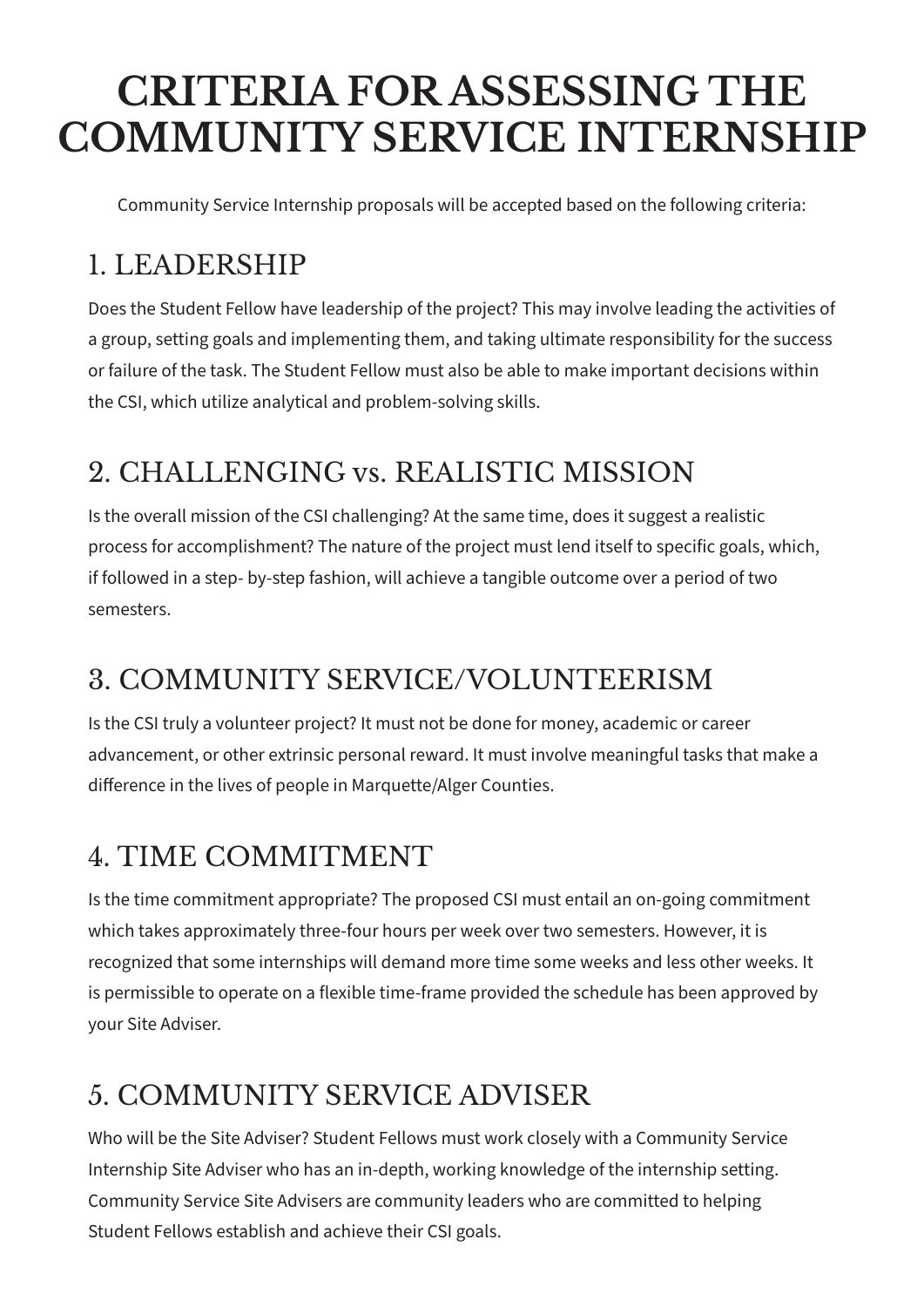# CRITERIA FOR ASSESSING THE COMMUNITY SERVICE INTERNSHIP

Community Service Internship proposals will be accepted based on the following criteria:

## 1. LEADERSHIP

Does the Student Fellow have leadership of the project? This may involve leading the activities of a group, setting goals and implementing them, and taking ultimate responsibility for the success or failure of the task. The Student Fellow must also be able to make important decisions within the CSI, which utilize analytical and problem-solving skills.

## 2. CHALLENGING vs. REALISTIC MISSION

Is the overall mission of the CSI challenging? At the same time, does it suggest a realistic process for accomplishment? The nature of the project must lend itself to specific goals, which, if followed in a step- by-step fashion, will achieve a tangible outcome over a period of two semesters.

## 3. COMMUNITY SERVICE/VOLUNTEERISM

Is the CSI truly a volunteer project? It must not be done for money, academic or career advancement, or other extrinsic personal reward. It must involve meaningful tasks that make a difference in the lives of people in Marquette/Alger Counties.

## 4. TIME COMMITMENT

Is the time commitment appropriate? The proposed CSI must entail an on-going commitment which takes approximately three-four hours per week over two semesters. However, it is recognized that some internships will demand more time some weeks and less other weeks. It is permissible to operate on a flexible time-frame provided the schedule has been approved by your Site Adviser.

## 5. COMMUNITY SERVICE ADVISER

Who will be the Site Adviser? Student Fellows must work closely with a Community Service Internship Site Adviser who has an in-depth, working knowledge of the internship setting. Community Service Site Advisers are community leaders who are committed to helping Student Fellows establish and achieve their CSI goals.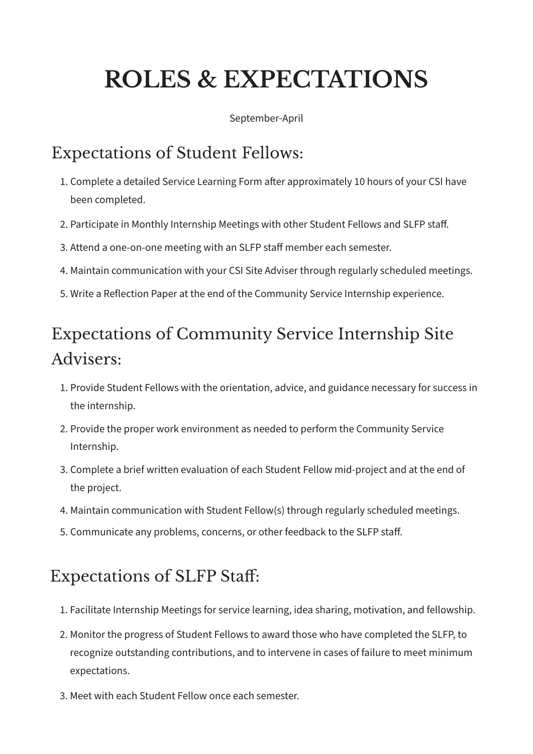# ROLES & EXPECTATIONS

September-April

## Expectations of Student Fellows:

1. Complete a detailed Service Learning Form after approximately 10 hours of your CSI have been completed.
2. Participate in Monthly Internship Meetings with other Student Fellows and SLFP staff.
3. Attend a one-on-one meeting with an SLFP staff member each semester.
4. Maintain communication with your CSI Site Adviser through regularly scheduled meetings.
5. Write a Reflection Paper at the end of the Community Service Internship experience.

## Expectations of Community Service Internship Site Advisers:

1. Provide Student Fellows with the orientation, advice, and guidance necessary for success in the internship.
2. Provide the proper work environment as needed to perform the Community Service Internship.
3. Complete a brief written evaluation of each Student Fellow mid-project and at the end of the project.
4. Maintain communication with Student Fellow(s) through regularly scheduled meetings.
5. Communicate any problems, concerns, or other feedback to the SLFP staff.

## Expectations of SLFP Staff:

1. Facilitate Internship Meetings for service learning, idea sharing, motivation, and fellowship.
2. Monitor the progress of Student Fellows to award those who have completed the SLFP, to recognize outstanding contributions, and to intervene in cases of failure to meet minimum expectations.
3. Meet with each Student Fellow once each semester.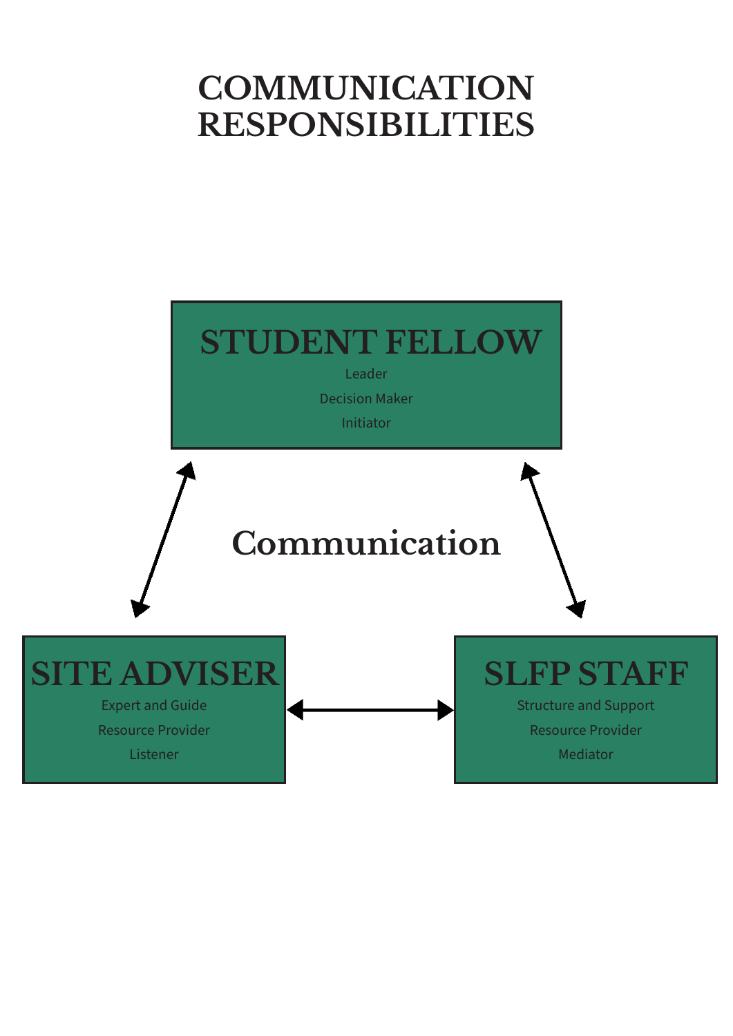# COMMUNICATION RESPONSIBILITIES

STUDENT FELLOW

Leader

Decision Maker

Initiator

Communication

SITE ADVISER

Expert and Guide

Resource Provider

Listener

SLFP STAFF

Structure and Support

Resource Provider

Mediator